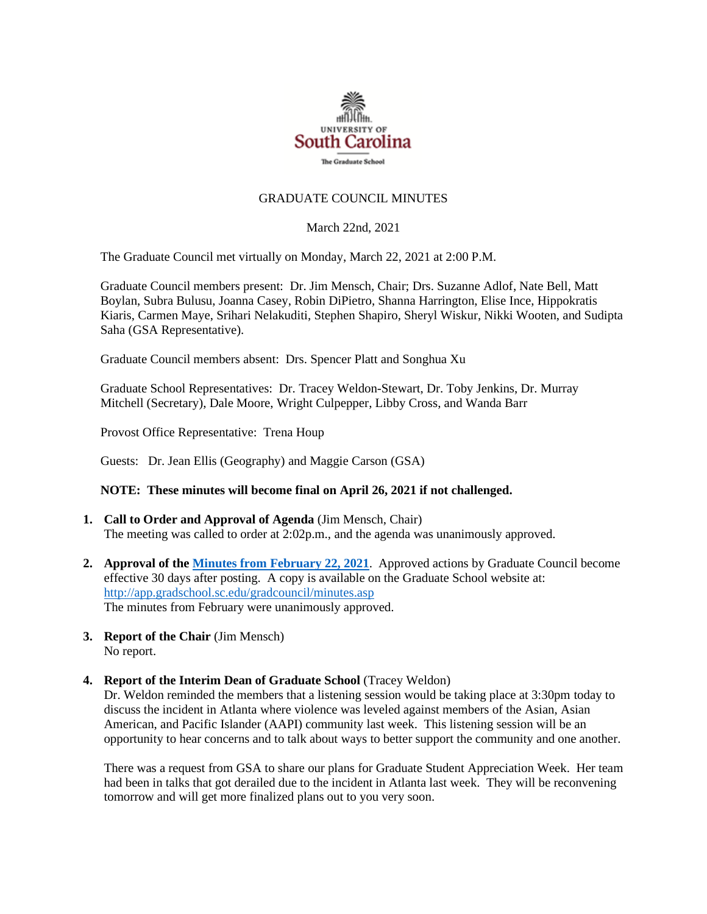UNIVERSITY OF
South Carolina
The Graduate School

# GRADUATE COUNCIL MINUTES

March 22nd, 2021

The Graduate Council met virtually on Monday, March 22, 2021 at 2:00 P.M.

Graduate Council members present: Dr. Jim Mensch, Chair; Drs. Suzanne Adlof, Nate Bell, Matt Boylan, Subra Bulusu, Joanna Casey, Robin DiPietro, Shanna Harrington, Elise Ince, Hippokratis Kiaris, Carmen Maye, Srihari Nelakuditi, Stephen Shapiro, Sheryl Wiskur, Nikki Wooten, and Sudipta Saha (GSA Representative).

Graduate Council members absent: Drs. Spencer Platt and Songhua Xu

Graduate School Representatives: Dr. Tracey Weldon-Stewart, Dr. Toby Jenkins, Dr. Murray Mitchell (Secretary), Dale Moore, Wright Culpepper, Libby Cross, and Wanda Barr

Provost Office Representative: Trena Houp

Guests: Dr. Jean Ellis (Geography) and Maggie Carson (GSA)

**NOTE: These minutes will become final on April 26, 2021 if not challenged.**

1. **Call to Order and Approval of Agenda** (Jim Mensch, Chair)
   The meeting was called to order at 2:02p.m., and the agenda was unanimously approved.

2. **Approval of the [Minutes from February 22, 2021](http://app.gradschool.sc.edu/gradcouncil/minutes.asp)**. Approved actions by Graduate Council become effective 30 days after posting. A copy is available on the Graduate School website at: http://app.gradschool.sc.edu/gradcouncil/minutes.asp
   The minutes from February were unanimously approved.

3. **Report of the Chair** (Jim Mensch)
   No report.

4. **Report of the Interim Dean of Graduate School** (Tracey Weldon)
   Dr. Weldon reminded the members that a listening session would be taking place at 3:30pm today to discuss the incident in Atlanta where violence was leveled against members of the Asian, Asian American, and Pacific Islander (AAPI) community last week. This listening session will be an opportunity to hear concerns and to talk about ways to better support the community and one another.

   There was a request from GSA to share our plans for Graduate Student Appreciation Week. Her team had been in talks that got derailed due to the incident in Atlanta last week. They will be reconvening tomorrow and will get more finalized plans out to you very soon.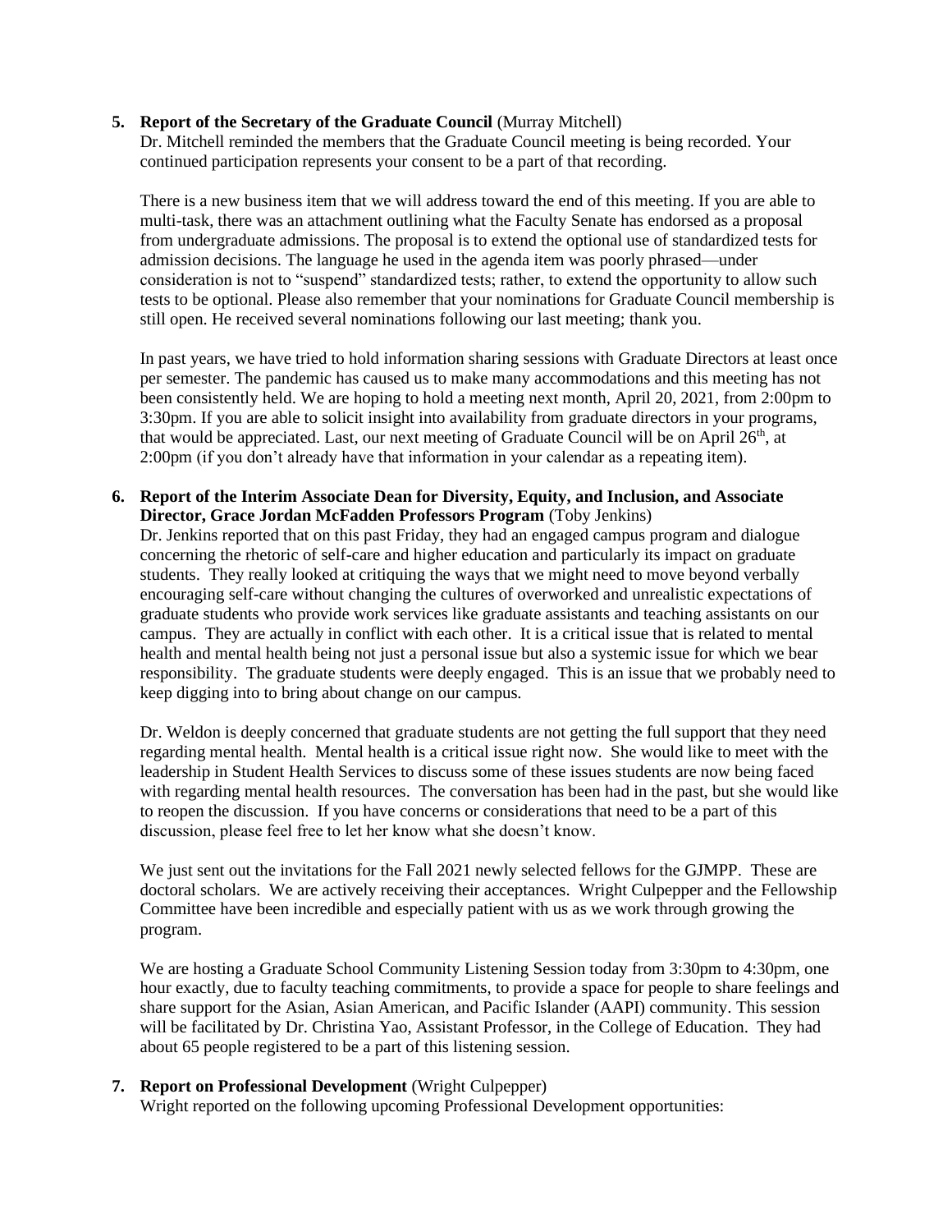**5. Report of the Secretary of the Graduate Council** (Murray Mitchell)

Dr. Mitchell reminded the members that the Graduate Council meeting is being recorded. Your continued participation represents your consent to be a part of that recording.

There is a new business item that we will address toward the end of this meeting. If you are able to multi-task, there was an attachment outlining what the Faculty Senate has endorsed as a proposal from undergraduate admissions. The proposal is to extend the optional use of standardized tests for admission decisions. The language he used in the agenda item was poorly phrased—under consideration is not to "suspend" standardized tests; rather, to extend the opportunity to allow such tests to be optional. Please also remember that your nominations for Graduate Council membership is still open. He received several nominations following our last meeting; thank you.

In past years, we have tried to hold information sharing sessions with Graduate Directors at least once per semester. The pandemic has caused us to make many accommodations and this meeting has not been consistently held. We are hoping to hold a meeting next month, April 20, 2021, from 2:00pm to 3:30pm. If you are able to solicit insight into availability from graduate directors in your programs, that would be appreciated. Last, our next meeting of Graduate Council will be on April 26th, at 2:00pm (if you don't already have that information in your calendar as a repeating item).

**6. Report of the Interim Associate Dean for Diversity, Equity, and Inclusion, and Associate Director, Grace Jordan McFadden Professors Program** (Toby Jenkins)

Dr. Jenkins reported that on this past Friday, they had an engaged campus program and dialogue concerning the rhetoric of self-care and higher education and particularly its impact on graduate students. They really looked at critiquing the ways that we might need to move beyond verbally encouraging self-care without changing the cultures of overworked and unrealistic expectations of graduate students who provide work services like graduate assistants and teaching assistants on our campus. They are actually in conflict with each other. It is a critical issue that is related to mental health and mental health being not just a personal issue but also a systemic issue for which we bear responsibility. The graduate students were deeply engaged. This is an issue that we probably need to keep digging into to bring about change on our campus.

Dr. Weldon is deeply concerned that graduate students are not getting the full support that they need regarding mental health. Mental health is a critical issue right now. She would like to meet with the leadership in Student Health Services to discuss some of these issues students are now being faced with regarding mental health resources. The conversation has been had in the past, but she would like to reopen the discussion. If you have concerns or considerations that need to be a part of this discussion, please feel free to let her know what she doesn't know.

We just sent out the invitations for the Fall 2021 newly selected fellows for the GJMPP. These are doctoral scholars. We are actively receiving their acceptances. Wright Culpepper and the Fellowship Committee have been incredible and especially patient with us as we work through growing the program.

We are hosting a Graduate School Community Listening Session today from 3:30pm to 4:30pm, one hour exactly, due to faculty teaching commitments, to provide a space for people to share feelings and share support for the Asian, Asian American, and Pacific Islander (AAPI) community. This session will be facilitated by Dr. Christina Yao, Assistant Professor, in the College of Education. They had about 65 people registered to be a part of this listening session.

**7. Report on Professional Development** (Wright Culpepper)

Wright reported on the following upcoming Professional Development opportunities: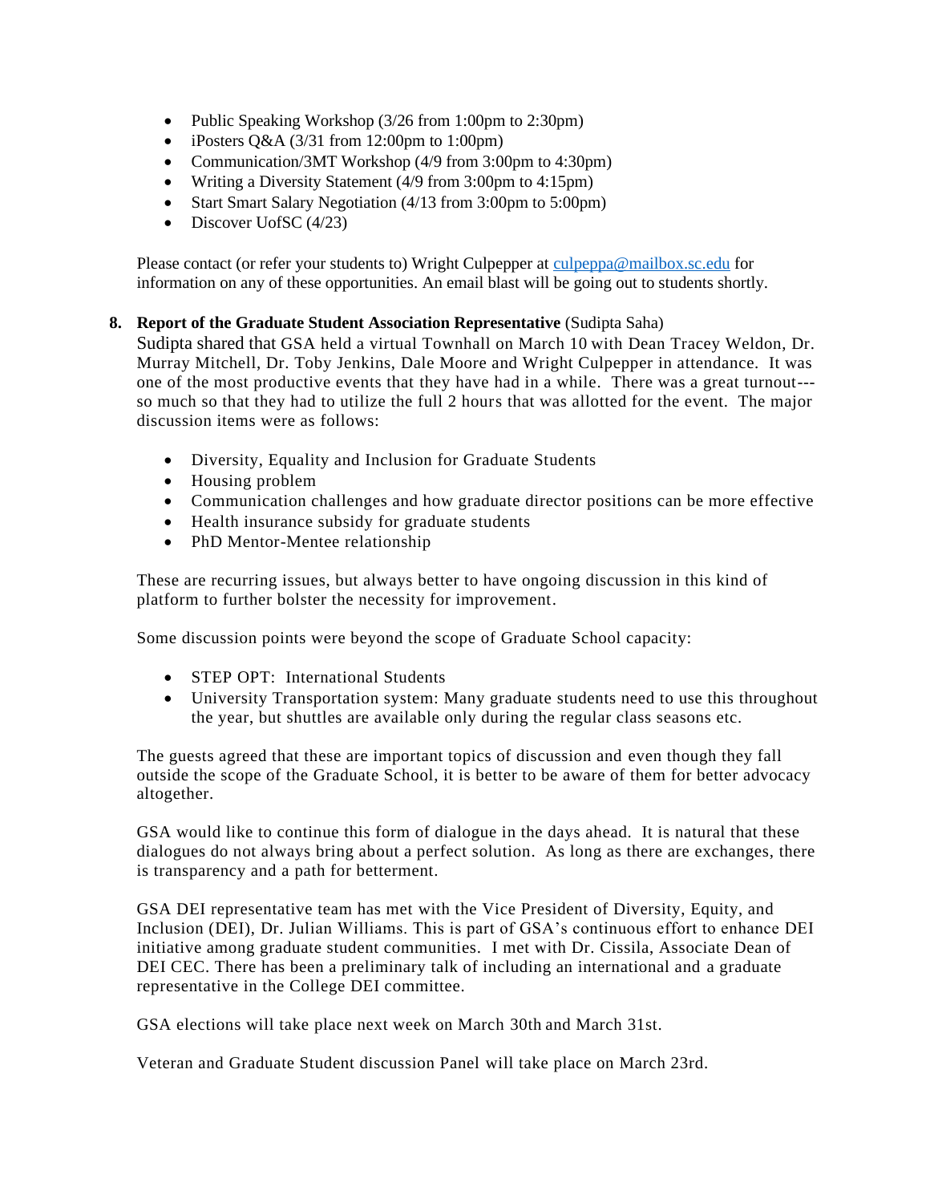- Public Speaking Workshop (3/26 from 1:00pm to 2:30pm)
- iPosters Q&A (3/31 from 12:00pm to 1:00pm)
- Communication/3MT Workshop (4/9 from 3:00pm to 4:30pm)
- Writing a Diversity Statement (4/9 from 3:00pm to 4:15pm)
- Start Smart Salary Negotiation (4/13 from 3:00pm to 5:00pm)
- Discover UofSC (4/23)

Please contact (or refer your students to) Wright Culpepper at culpeppa@mailbox.sc.edu for information on any of these opportunities. An email blast will be going out to students shortly.

**8. Report of the Graduate Student Association Representative** (Sudipta Saha)

Sudipta shared that GSA held a virtual Townhall on March 10 with Dean Tracey Weldon, Dr. Murray Mitchell, Dr. Toby Jenkins, Dale Moore and Wright Culpepper in attendance. It was one of the most productive events that they have had in a while. There was a great turnout---so much so that they had to utilize the full 2 hours that was allotted for the event. The major discussion items were as follows:

- Diversity, Equality and Inclusion for Graduate Students
- Housing problem
- Communication challenges and how graduate director positions can be more effective
- Health insurance subsidy for graduate students
- PhD Mentor-Mentee relationship

These are recurring issues, but always better to have ongoing discussion in this kind of platform to further bolster the necessity for improvement.

Some discussion points were beyond the scope of Graduate School capacity:

- STEP OPT: International Students
- University Transportation system: Many graduate students need to use this throughout the year, but shuttles are available only during the regular class seasons etc.

The guests agreed that these are important topics of discussion and even though they fall outside the scope of the Graduate School, it is better to be aware of them for better advocacy altogether.

GSA would like to continue this form of dialogue in the days ahead. It is natural that these dialogues do not always bring about a perfect solution. As long as there are exchanges, there is transparency and a path for betterment.

GSA DEI representative team has met with the Vice President of Diversity, Equity, and Inclusion (DEI), Dr. Julian Williams. This is part of GSA's continuous effort to enhance DEI initiative among graduate student communities. I met with Dr. Cissila, Associate Dean of DEI CEC. There has been a preliminary talk of including an international and a graduate representative in the College DEI committee.

GSA elections will take place next week on March 30th and March 31st.

Veteran and Graduate Student discussion Panel will take place on March 23rd.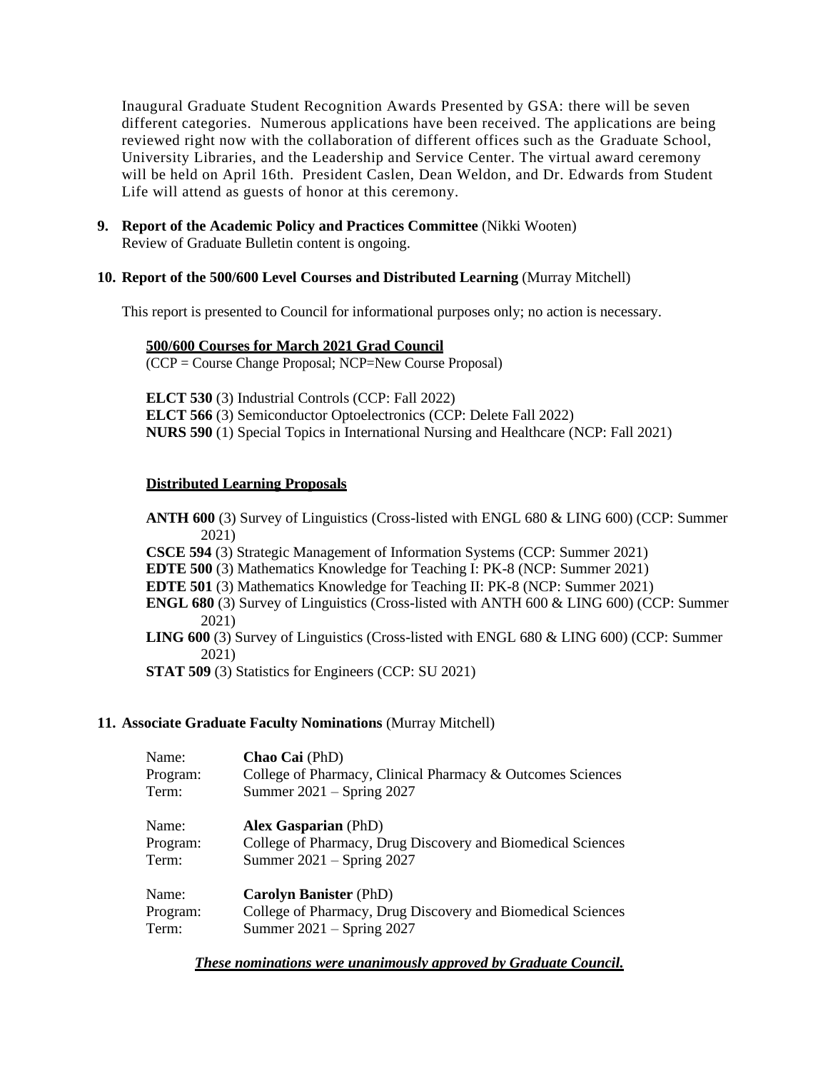Inaugural Graduate Student Recognition Awards Presented by GSA: there will be seven different categories. Numerous applications have been received. The applications are being reviewed right now with the collaboration of different offices such as the Graduate School, University Libraries, and the Leadership and Service Center. The virtual award ceremony will be held on April 16th. President Caslen, Dean Weldon, and Dr. Edwards from Student Life will attend as guests of honor at this ceremony.

**9. Report of the Academic Policy and Practices Committee** (Nikki Wooten)
Review of Graduate Bulletin content is ongoing.

**10. Report of the 500/600 Level Courses and Distributed Learning** (Murray Mitchell)

This report is presented to Council for informational purposes only; no action is necessary.

**500/600 Courses for March 2021 Grad Council**
(CCP = Course Change Proposal; NCP=New Course Proposal)

**ELCT 530** (3) Industrial Controls (CCP: Fall 2022)
**ELCT 566** (3) Semiconductor Optoelectronics (CCP: Delete Fall 2022)
**NURS 590** (1) Special Topics in International Nursing and Healthcare (NCP: Fall 2021)

**Distributed Learning Proposals**

**ANTH 600** (3) Survey of Linguistics (Cross-listed with ENGL 680 & LING 600) (CCP: Summer 2021)
**CSCE 594** (3) Strategic Management of Information Systems (CCP: Summer 2021)
**EDTE 500** (3) Mathematics Knowledge for Teaching I: PK-8 (NCP: Summer 2021)
**EDTE 501** (3) Mathematics Knowledge for Teaching II: PK-8 (NCP: Summer 2021)
**ENGL 680** (3) Survey of Linguistics (Cross-listed with ANTH 600 & LING 600) (CCP: Summer 2021)
**LING 600** (3) Survey of Linguistics (Cross-listed with ENGL 680 & LING 600) (CCP: Summer 2021)
**STAT 509** (3) Statistics for Engineers (CCP: SU 2021)

**11. Associate Graduate Faculty Nominations** (Murray Mitchell)

Name: **Chao Cai** (PhD)
Program: College of Pharmacy, Clinical Pharmacy & Outcomes Sciences
Term: Summer 2021 – Spring 2027

Name: **Alex Gasparian** (PhD)
Program: College of Pharmacy, Drug Discovery and Biomedical Sciences
Term: Summer 2021 – Spring 2027

Name: **Carolyn Banister** (PhD)
Program: College of Pharmacy, Drug Discovery and Biomedical Sciences
Term: Summer 2021 – Spring 2027

***These nominations were unanimously approved by Graduate Council.***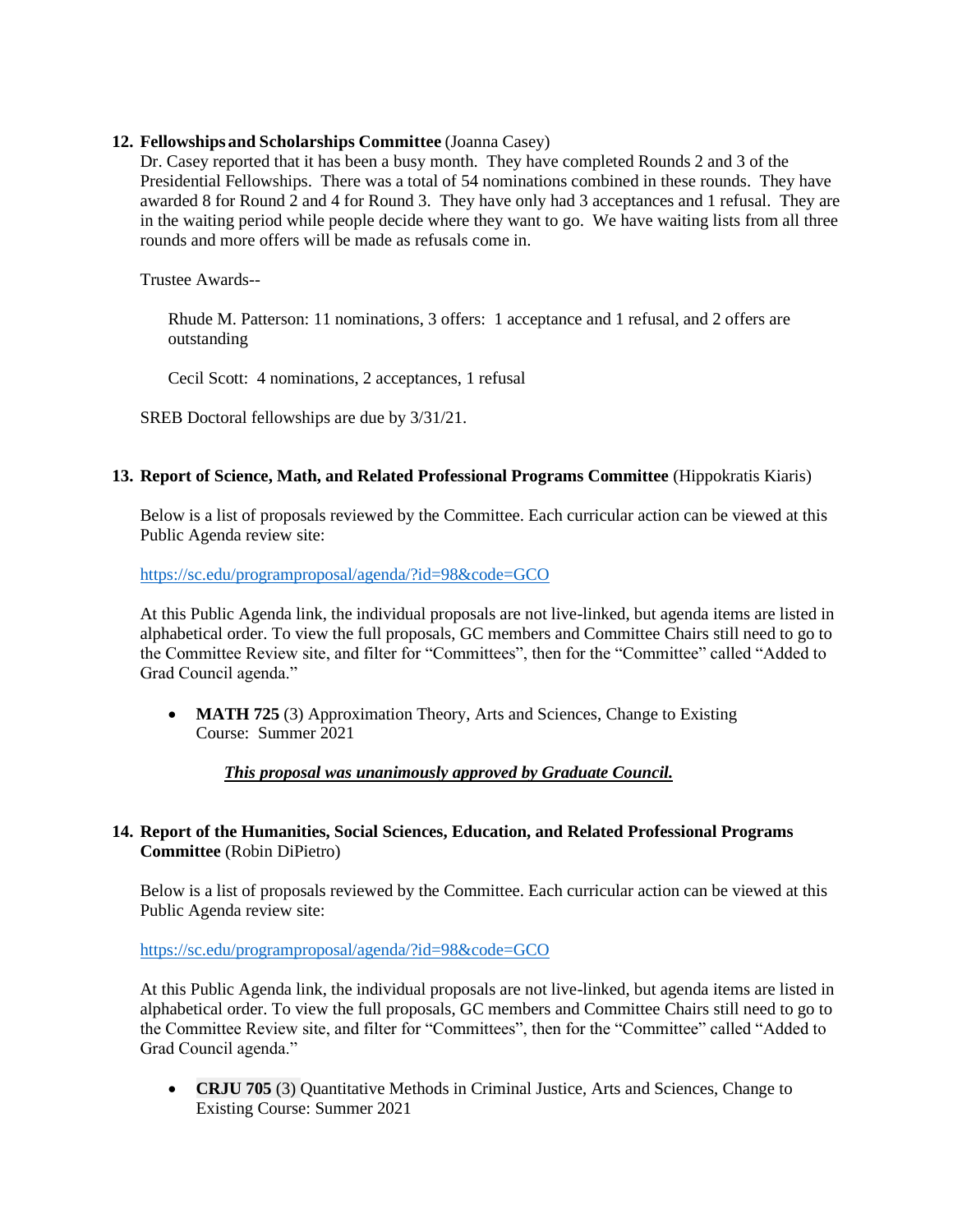12. **Fellowships and Scholarships Committee** (Joanna Casey)
Dr. Casey reported that it has been a busy month. They have completed Rounds 2 and 3 of the Presidential Fellowships. There was a total of 54 nominations combined in these rounds. They have awarded 8 for Round 2 and 4 for Round 3. They have only had 3 acceptances and 1 refusal. They are in the waiting period while people decide where they want to go. We have waiting lists from all three rounds and more offers will be made as refusals come in.

    Trustee Awards--

        Rhude M. Patterson: 11 nominations, 3 offers: 1 acceptance and 1 refusal, and 2 offers are outstanding

        Cecil Scott: 4 nominations, 2 acceptances, 1 refusal

    SREB Doctoral fellowships are due by 3/31/21.

13. **Report of Science, Math, and Related Professional Programs Committee** (Hippokratis Kiaris)

    Below is a list of proposals reviewed by the Committee. Each curricular action can be viewed at this Public Agenda review site:

    https://sc.edu/programproposal/agenda/?id=98&code=GCO

    At this Public Agenda link, the individual proposals are not live-linked, but agenda items are listed in alphabetical order. To view the full proposals, GC members and Committee Chairs still need to go to the Committee Review site, and filter for "Committees", then for the "Committee" called "Added to Grad Council agenda."

    - **MATH 725** (3) Approximation Theory, Arts and Sciences, Change to Existing Course: Summer 2021

        ***This proposal was unanimously approved by Graduate Council.***

14. **Report of the Humanities, Social Sciences, Education, and Related Professional Programs Committee** (Robin DiPietro)

    Below is a list of proposals reviewed by the Committee. Each curricular action can be viewed at this Public Agenda review site:

    https://sc.edu/programproposal/agenda/?id=98&code=GCO

    At this Public Agenda link, the individual proposals are not live-linked, but agenda items are listed in alphabetical order. To view the full proposals, GC members and Committee Chairs still need to go to the Committee Review site, and filter for "Committees", then for the "Committee" called "Added to Grad Council agenda."

    - **CRJU 705** (3) Quantitative Methods in Criminal Justice, Arts and Sciences, Change to Existing Course: Summer 2021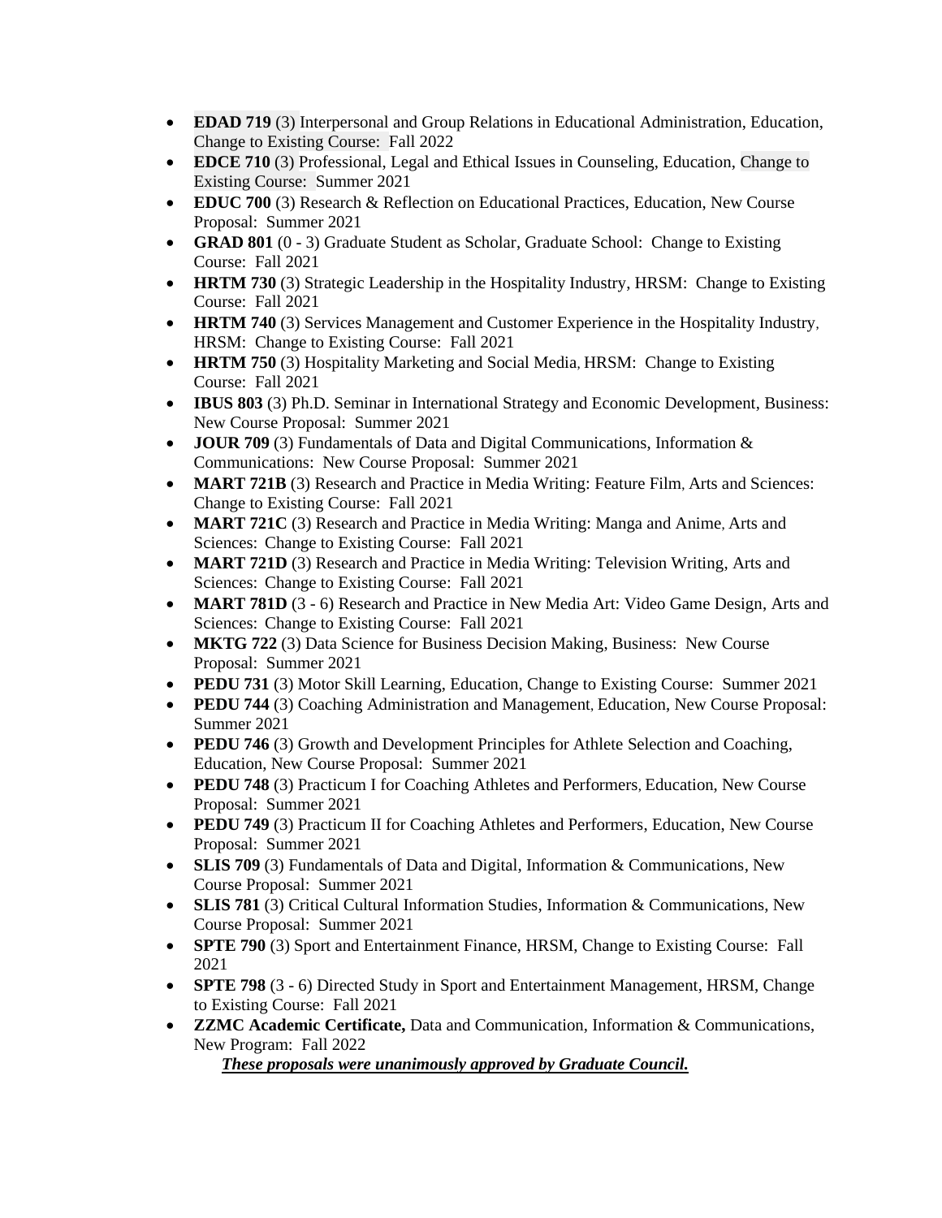- **EDAD 719** (3) Interpersonal and Group Relations in Educational Administration, Education, Change to Existing Course: Fall 2022
- **EDCE 710** (3) Professional, Legal and Ethical Issues in Counseling, Education, Change to Existing Course: Summer 2021
- **EDUC 700** (3) Research & Reflection on Educational Practices, Education, New Course Proposal: Summer 2021
- **GRAD 801** (0 - 3) Graduate Student as Scholar, Graduate School: Change to Existing Course: Fall 2021
- **HRTM 730** (3) Strategic Leadership in the Hospitality Industry, HRSM: Change to Existing Course: Fall 2021
- **HRTM 740** (3) Services Management and Customer Experience in the Hospitality Industry, HRSM: Change to Existing Course: Fall 2021
- **HRTM 750** (3) Hospitality Marketing and Social Media, HRSM: Change to Existing Course: Fall 2021
- **IBUS 803** (3) Ph.D. Seminar in International Strategy and Economic Development, Business: New Course Proposal: Summer 2021
- **JOUR 709** (3) Fundamentals of Data and Digital Communications, Information & Communications: New Course Proposal: Summer 2021
- **MART 721B** (3) Research and Practice in Media Writing: Feature Film, Arts and Sciences: Change to Existing Course: Fall 2021
- **MART 721C** (3) Research and Practice in Media Writing: Manga and Anime, Arts and Sciences: Change to Existing Course: Fall 2021
- **MART 721D** (3) Research and Practice in Media Writing: Television Writing, Arts and Sciences: Change to Existing Course: Fall 2021
- **MART 781D** (3 - 6) Research and Practice in New Media Art: Video Game Design, Arts and Sciences: Change to Existing Course: Fall 2021
- **MKTG 722** (3) Data Science for Business Decision Making, Business: New Course Proposal: Summer 2021
- **PEDU 731** (3) Motor Skill Learning, Education, Change to Existing Course: Summer 2021
- **PEDU 744** (3) Coaching Administration and Management, Education, New Course Proposal: Summer 2021
- **PEDU 746** (3) Growth and Development Principles for Athlete Selection and Coaching, Education, New Course Proposal: Summer 2021
- **PEDU 748** (3) Practicum I for Coaching Athletes and Performers, Education, New Course Proposal: Summer 2021
- **PEDU 749** (3) Practicum II for Coaching Athletes and Performers, Education, New Course Proposal: Summer 2021
- **SLIS 709** (3) Fundamentals of Data and Digital, Information & Communications, New Course Proposal: Summer 2021
- **SLIS 781** (3) Critical Cultural Information Studies, Information & Communications, New Course Proposal: Summer 2021
- **SPTE 790** (3) Sport and Entertainment Finance, HRSM, Change to Existing Course: Fall 2021
- **SPTE 798** (3 - 6) Directed Study in Sport and Entertainment Management, HRSM, Change to Existing Course: Fall 2021
- **ZZMC Academic Certificate,** Data and Communication, Information & Communications, New Program: Fall 2022

***These proposals were unanimously approved by Graduate Council.***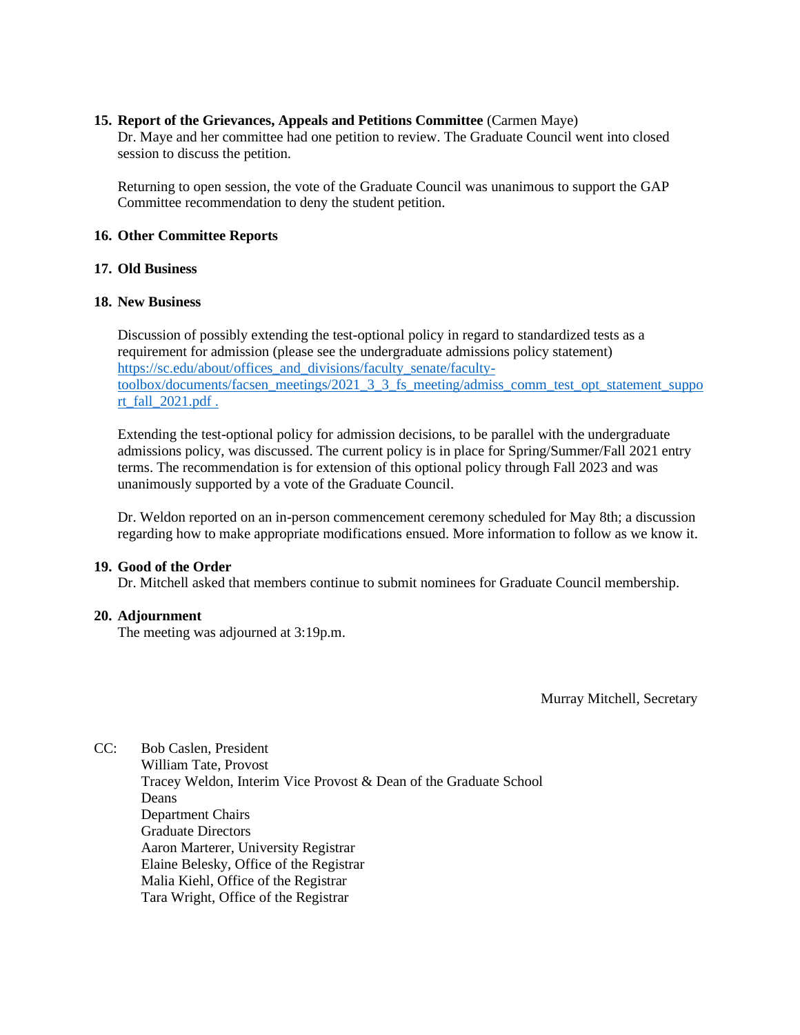**15. Report of the Grievances, Appeals and Petitions Committee** (Carmen Maye)

Dr. Maye and her committee had one petition to review. The Graduate Council went into closed session to discuss the petition.

Returning to open session, the vote of the Graduate Council was unanimous to support the GAP Committee recommendation to deny the student petition.

**16. Other Committee Reports**

**17. Old Business**

**18. New Business**

Discussion of possibly extending the test-optional policy in regard to standardized tests as a requirement for admission (please see the undergraduate admissions policy statement) [https://sc.edu/about/offices_and_divisions/faculty_senate/faculty-toolbox/documents/facsen_meetings/2021_3_3_fs_meeting/admiss_comm_test_opt_statement_support_fall_2021.pdf .](https://sc.edu/about/offices_and_divisions/faculty_senate/faculty-toolbox/documents/facsen_meetings/2021_3_3_fs_meeting/admiss_comm_test_opt_statement_support_fall_2021.pdf)

Extending the test-optional policy for admission decisions, to be parallel with the undergraduate admissions policy, was discussed. The current policy is in place for Spring/Summer/Fall 2021 entry terms. The recommendation is for extension of this optional policy through Fall 2023 and was unanimously supported by a vote of the Graduate Council.

Dr. Weldon reported on an in-person commencement ceremony scheduled for May 8th; a discussion regarding how to make appropriate modifications ensued. More information to follow as we know it.

**19. Good of the Order**

Dr. Mitchell asked that members continue to submit nominees for Graduate Council membership.

**20. Adjournment**

The meeting was adjourned at 3:19p.m.

Murray Mitchell, Secretary

CC: Bob Caslen, President
William Tate, Provost
Tracey Weldon, Interim Vice Provost & Dean of the Graduate School
Deans
Department Chairs
Graduate Directors
Aaron Marterer, University Registrar
Elaine Belesky, Office of the Registrar
Malia Kiehl, Office of the Registrar
Tara Wright, Office of the Registrar